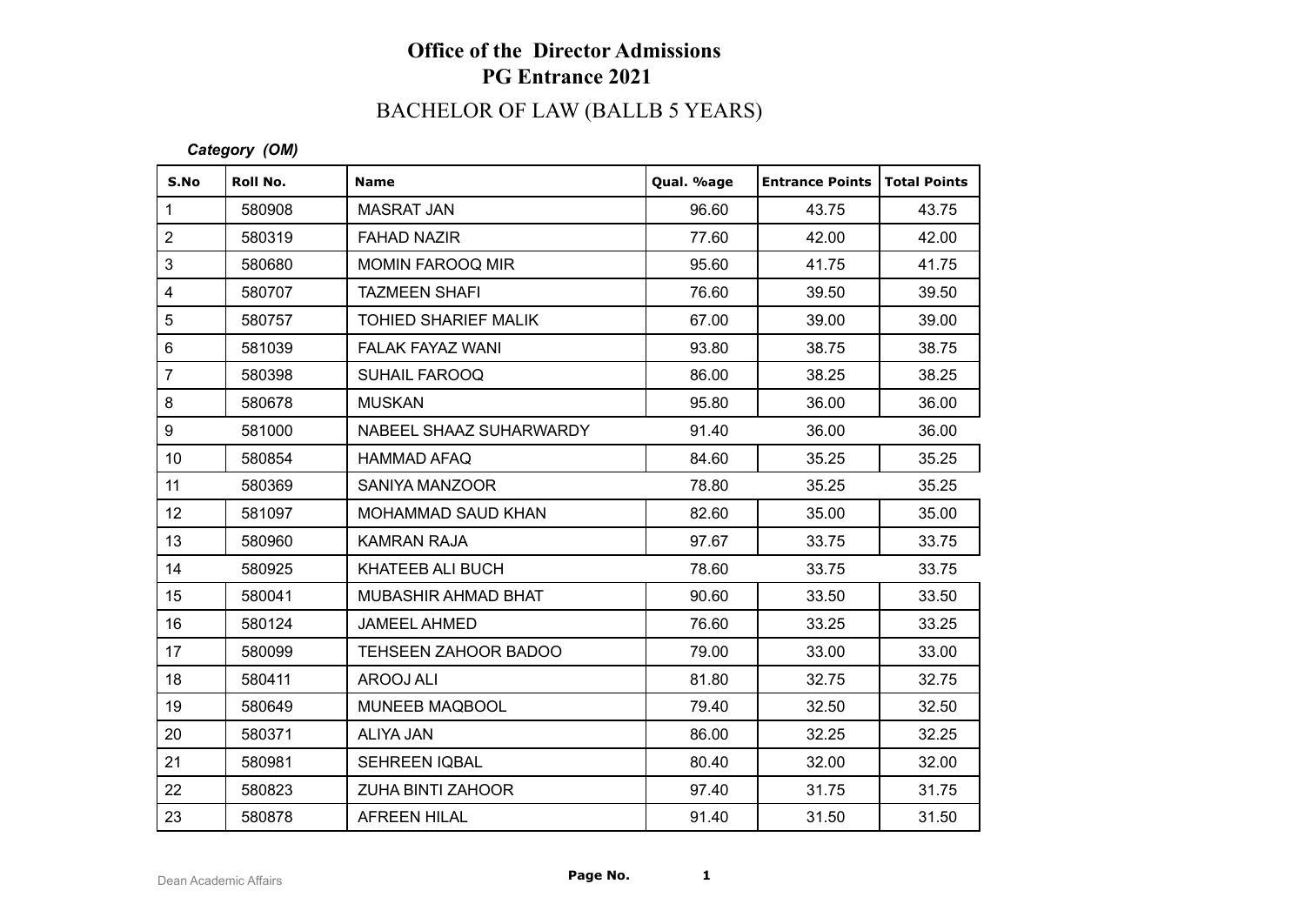# Office of the Director Admissions
## PG Entrance 2021

### BACHELOR OF LAW (BALLB 5 YEARS)

*Category (OM)*

| S.No | Roll No. | Name | Qual. %age | Entrance Points | Total Points |
|---|---|---|---|---|---|
| 1 | 580908 | MASRAT JAN | 96.60 | 43.75 | 43.75 |
| 2 | 580319 | FAHAD NAZIR | 77.60 | 42.00 | 42.00 |
| 3 | 580680 | MOMIN FAROOQ MIR | 95.60 | 41.75 | 41.75 |
| 4 | 580707 | TAZMEEN SHAFI | 76.60 | 39.50 | 39.50 |
| 5 | 580757 | TOHIED SHARIEF MALIK | 67.00 | 39.00 | 39.00 |
| 6 | 581039 | FALAK FAYAZ WANI | 93.80 | 38.75 | 38.75 |
| 7 | 580398 | SUHAIL FAROOQ | 86.00 | 38.25 | 38.25 |
| 8 | 580678 | MUSKAN | 95.80 | 36.00 | 36.00 |
| 9 | 581000 | NABEEL SHAAZ SUHARWARDY | 91.40 | 36.00 | 36.00 |
| 10 | 580854 | HAMMAD AFAQ | 84.60 | 35.25 | 35.25 |
| 11 | 580369 | SANIYA MANZOOR | 78.80 | 35.25 | 35.25 |
| 12 | 581097 | MOHAMMAD SAUD KHAN | 82.60 | 35.00 | 35.00 |
| 13 | 580960 | KAMRAN RAJA | 97.67 | 33.75 | 33.75 |
| 14 | 580925 | KHATEEB ALI BUCH | 78.60 | 33.75 | 33.75 |
| 15 | 580041 | MUBASHIR AHMAD BHAT | 90.60 | 33.50 | 33.50 |
| 16 | 580124 | JAMEEL AHMED | 76.60 | 33.25 | 33.25 |
| 17 | 580099 | TEHSEEN ZAHOOR BADOO | 79.00 | 33.00 | 33.00 |
| 18 | 580411 | AROOJ ALI | 81.80 | 32.75 | 32.75 |
| 19 | 580649 | MUNEEB MAQBOOL | 79.40 | 32.50 | 32.50 |
| 20 | 580371 | ALIYA JAN | 86.00 | 32.25 | 32.25 |
| 21 | 580981 | SEHREEN IQBAL | 80.40 | 32.00 | 32.00 |
| 22 | 580823 | ZUHA BINTI ZAHOOR | 97.40 | 31.75 | 31.75 |
| 23 | 580878 | AFREEN HILAL | 91.40 | 31.50 | 31.50 |

Dean Academic Affairs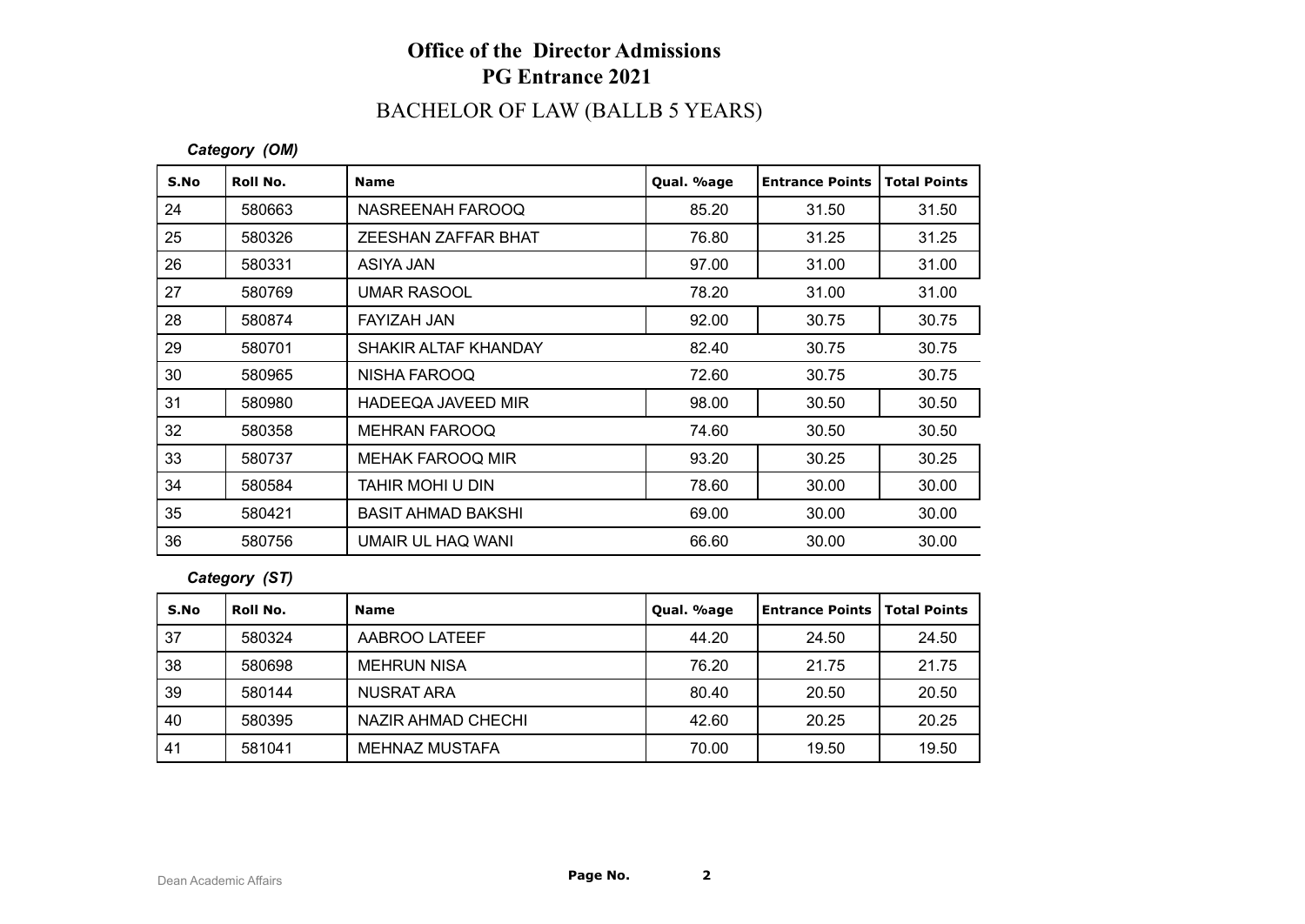# Office of the Director Admissions
# PG Entrance 2021

## BACHELOR OF LAW (BALLB 5 YEARS)

*Category (OM)*

| S.No | Roll No. | Name | Qual. %age | Entrance Points | Total Points |
|---|---|---|---|---|---|
| 24 | 580663 | NASREENAH FAROOQ | 85.20 | 31.50 | 31.50 |
| 25 | 580326 | ZEESHAN ZAFFAR BHAT | 76.80 | 31.25 | 31.25 |
| 26 | 580331 | ASIYA JAN | 97.00 | 31.00 | 31.00 |
| 27 | 580769 | UMAR RASOOL | 78.20 | 31.00 | 31.00 |
| 28 | 580874 | FAYIZAH JAN | 92.00 | 30.75 | 30.75 |
| 29 | 580701 | SHAKIR ALTAF KHANDAY | 82.40 | 30.75 | 30.75 |
| 30 | 580965 | NISHA FAROOQ | 72.60 | 30.75 | 30.75 |
| 31 | 580980 | HADEEQA JAVEED MIR | 98.00 | 30.50 | 30.50 |
| 32 | 580358 | MEHRAN FAROOQ | 74.60 | 30.50 | 30.50 |
| 33 | 580737 | MEHAK FAROOQ MIR | 93.20 | 30.25 | 30.25 |
| 34 | 580584 | TAHIR MOHI U DIN | 78.60 | 30.00 | 30.00 |
| 35 | 580421 | BASIT AHMAD BAKSHI | 69.00 | 30.00 | 30.00 |
| 36 | 580756 | UMAIR UL HAQ WANI | 66.60 | 30.00 | 30.00 |

*Category (ST)*

| S.No | Roll No. | Name | Qual. %age | Entrance Points | Total Points |
|---|---|---|---|---|---|
| 37 | 580324 | AABROO LATEEF | 44.20 | 24.50 | 24.50 |
| 38 | 580698 | MEHRUN NISA | 76.20 | 21.75 | 21.75 |
| 39 | 580144 | NUSRAT ARA | 80.40 | 20.50 | 20.50 |
| 40 | 580395 | NAZIR AHMAD CHECHI | 42.60 | 20.25 | 20.25 |
| 41 | 581041 | MEHNAZ MUSTAFA | 70.00 | 19.50 | 19.50 |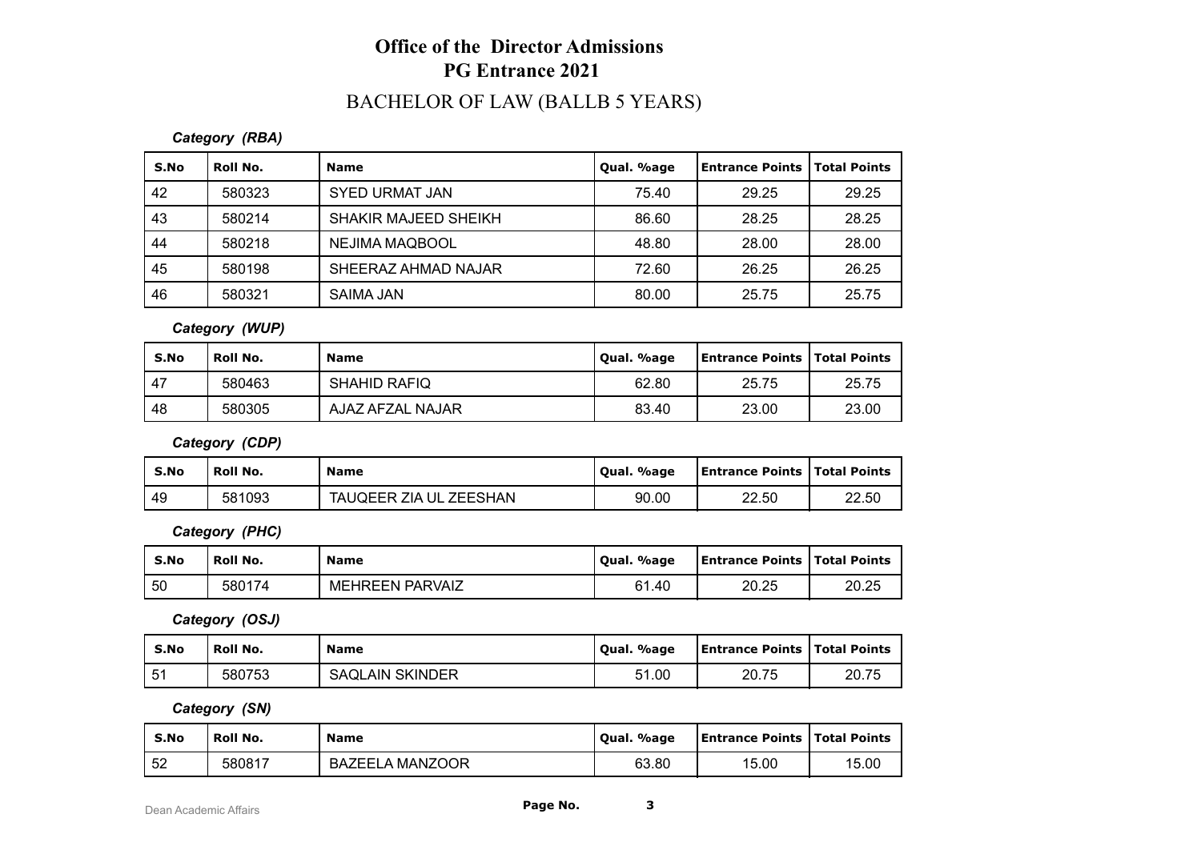# Office of the Director Admissions
## PG Entrance 2021

## BACHELOR OF LAW (BALLB 5 YEARS)

***Category (RBA)***

| S.No | Roll No. | Name | Qual. %age | Entrance Points | Total Points |
|---|---|---|---|---|---|
| 42 | 580323 | SYED URMAT JAN | 75.40 | 29.25 | 29.25 |
| 43 | 580214 | SHAKIR MAJEED SHEIKH | 86.60 | 28.25 | 28.25 |
| 44 | 580218 | NEJIMA MAQBOOL | 48.80 | 28.00 | 28.00 |
| 45 | 580198 | SHEERAZ AHMAD NAJAR | 72.60 | 26.25 | 26.25 |
| 46 | 580321 | SAIMA JAN | 80.00 | 25.75 | 25.75 |

***Category (WUP)***

| S.No | Roll No. | Name | Qual. %age | Entrance Points | Total Points |
|---|---|---|---|---|---|
| 47 | 580463 | SHAHID RAFIQ | 62.80 | 25.75 | 25.75 |
| 48 | 580305 | AJAZ AFZAL NAJAR | 83.40 | 23.00 | 23.00 |

***Category (CDP)***

| S.No | Roll No. | Name | Qual. %age | Entrance Points | Total Points |
|---|---|---|---|---|---|
| 49 | 581093 | TAUQEER ZIA UL ZEESHAN | 90.00 | 22.50 | 22.50 |

***Category (PHC)***

| S.No | Roll No. | Name | Qual. %age | Entrance Points | Total Points |
|---|---|---|---|---|---|
| 50 | 580174 | MEHREEN PARVAIZ | 61.40 | 20.25 | 20.25 |

***Category (OSJ)***

| S.No | Roll No. | Name | Qual. %age | Entrance Points | Total Points |
|---|---|---|---|---|---|
| 51 | 580753 | SAQLAIN SKINDER | 51.00 | 20.75 | 20.75 |

***Category (SN)***

| S.No | Roll No. | Name | Qual. %age | Entrance Points | Total Points |
|---|---|---|---|---|---|
| 52 | 580817 | BAZEELA MANZOOR | 63.80 | 15.00 | 15.00 |

Dean Academic Affairs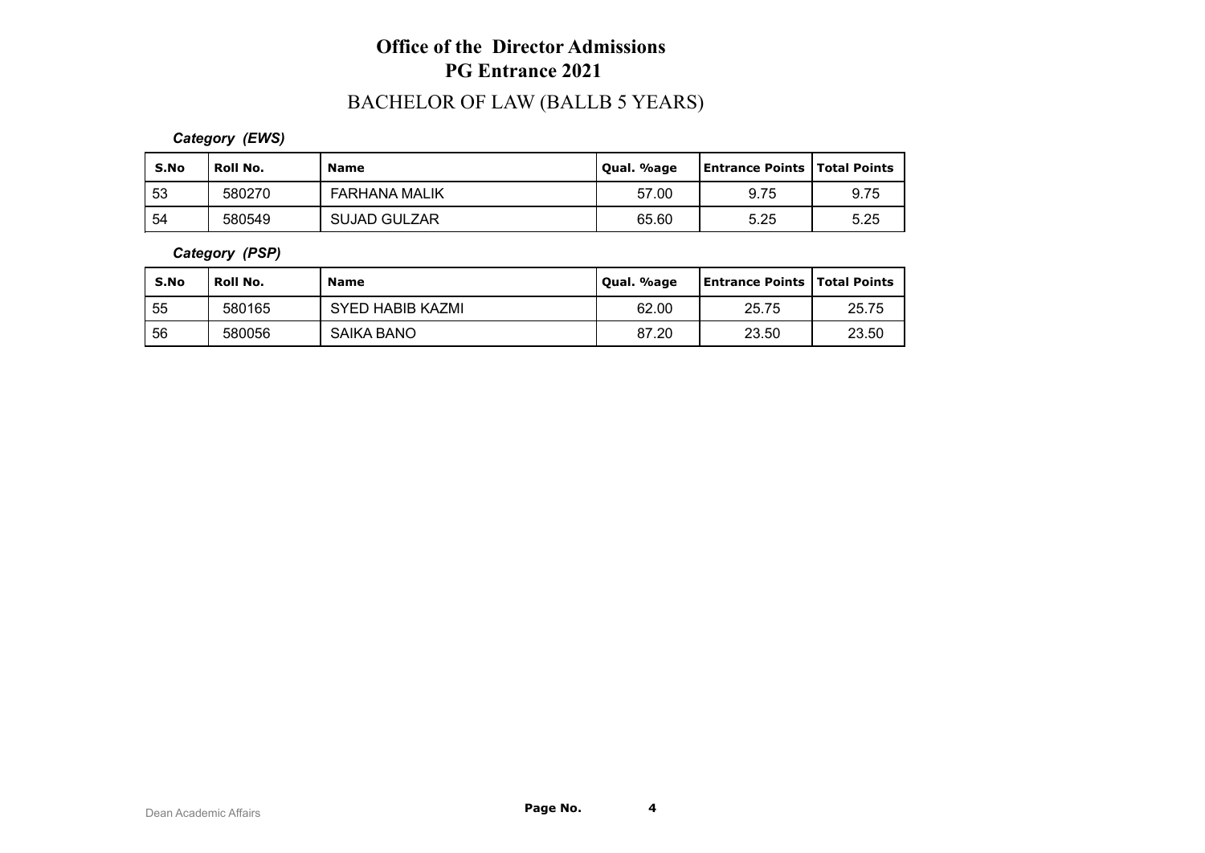# Office of the Director Admissions
# PG Entrance 2021

## BACHELOR OF LAW (BALLB 5 YEARS)

***Category (EWS)***

| S.No | Roll No. | Name | Qual. %age | Entrance Points | Total Points |
|---|---|---|---|---|---|
| 53 | 580270 | FARHANA MALIK | 57.00 | 9.75 | 9.75 |
| 54 | 580549 | SUJAD GULZAR | 65.60 | 5.25 | 5.25 |

***Category (PSP)***

| S.No | Roll No. | Name | Qual. %age | Entrance Points | Total Points |
|---|---|---|---|---|---|
| 55 | 580165 | SYED HABIB KAZMI | 62.00 | 25.75 | 25.75 |
| 56 | 580056 | SAIKA BANO | 87.20 | 23.50 | 23.50 |

Dean Academic Affairs